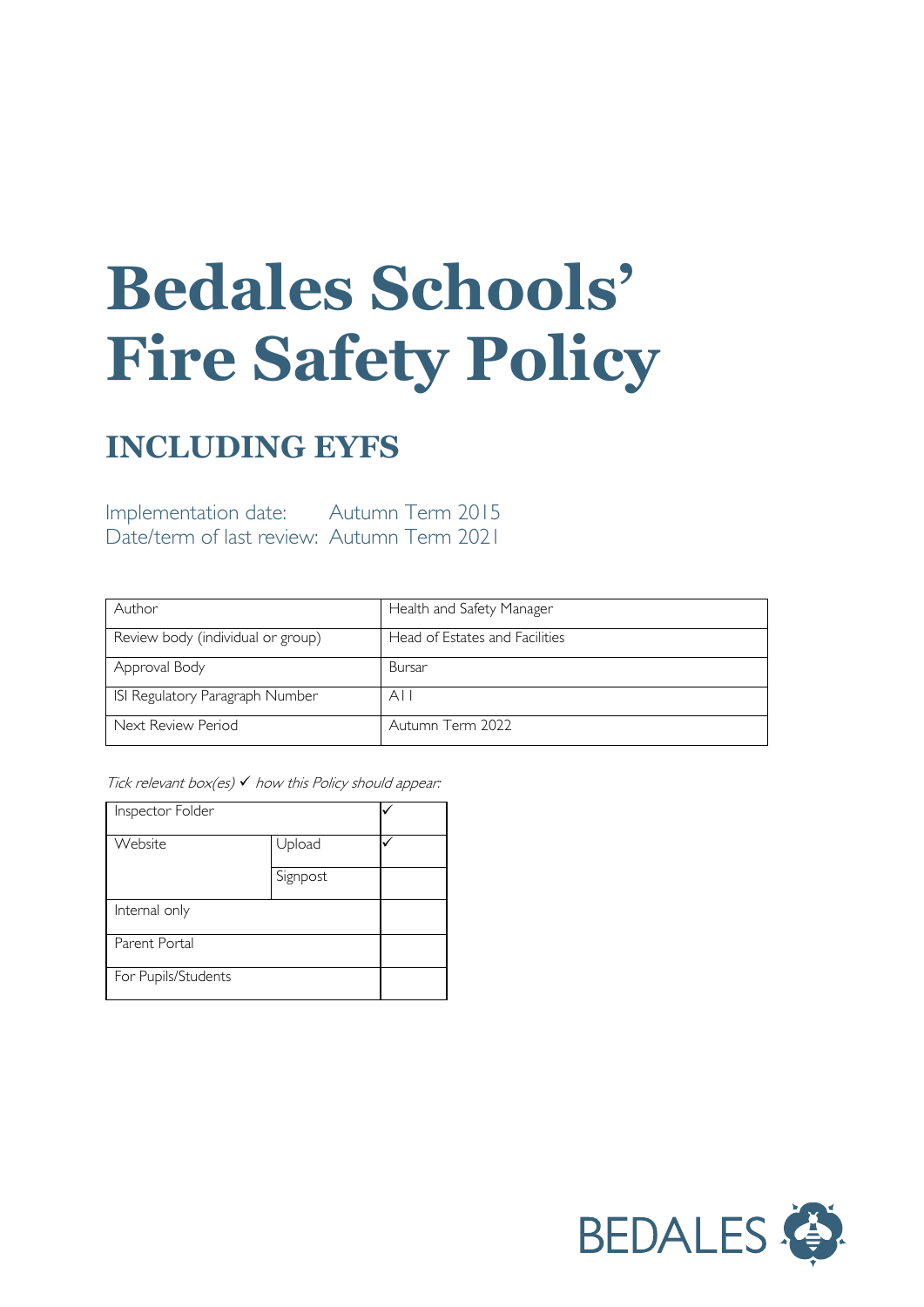# Bedales Schools' Fire Safety Policy

## INCLUDING EYFS

Implementation date: Autumn Term 2015
Date/term of last review: Autumn Term 2021

| Author | Health and Safety Manager |
|---|---|
| Review body (individual or group) | Head of Estates and Facilities |
| Approval Body | Bursar |
| ISI Regulatory Paragraph Number | A11 |
| Next Review Period | Autumn Term 2022 |

*Tick relevant box(es) ✓ how this Policy should appear:*

| Inspector Folder | | ✓ |
|---|---|---|
| Website | Upload | ✓ |
| | Signpost | |
| Internal only | | |
| Parent Portal | | |
| For Pupils/Students | | |

BEDALES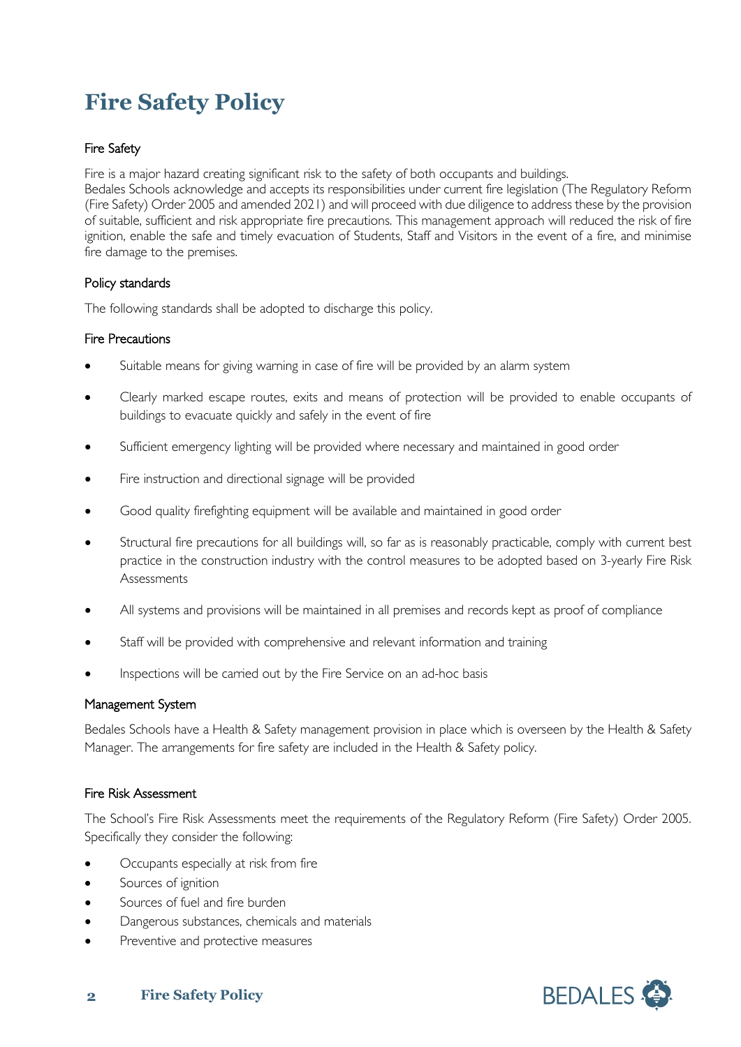# Fire Safety Policy

### Fire Safety

Fire is a major hazard creating significant risk to the safety of both occupants and buildings.
Bedales Schools acknowledge and accepts its responsibilities under current fire legislation (The Regulatory Reform (Fire Safety) Order 2005 and amended 2021) and will proceed with due diligence to address these by the provision of suitable, sufficient and risk appropriate fire precautions. This management approach will reduced the risk of fire ignition, enable the safe and timely evacuation of Students, Staff and Visitors in the event of a fire, and minimise fire damage to the premises.

### Policy standards

The following standards shall be adopted to discharge this policy.

### Fire Precautions

- Suitable means for giving warning in case of fire will be provided by an alarm system
- Clearly marked escape routes, exits and means of protection will be provided to enable occupants of buildings to evacuate quickly and safely in the event of fire
- Sufficient emergency lighting will be provided where necessary and maintained in good order
- Fire instruction and directional signage will be provided
- Good quality firefighting equipment will be available and maintained in good order
- Structural fire precautions for all buildings will, so far as is reasonably practicable, comply with current best practice in the construction industry with the control measures to be adopted based on 3-yearly Fire Risk Assessments
- All systems and provisions will be maintained in all premises and records kept as proof of compliance
- Staff will be provided with comprehensive and relevant information and training
- Inspections will be carried out by the Fire Service on an ad-hoc basis

### Management System

Bedales Schools have a Health & Safety management provision in place which is overseen by the Health & Safety Manager. The arrangements for fire safety are included in the Health & Safety policy.

### Fire Risk Assessment

The School's Fire Risk Assessments meet the requirements of the Regulatory Reform (Fire Safety) Order 2005. Specifically they consider the following:

- Occupants especially at risk from fire
- Sources of ignition
- Sources of fuel and fire burden
- Dangerous substances, chemicals and materials
- Preventive and protective measures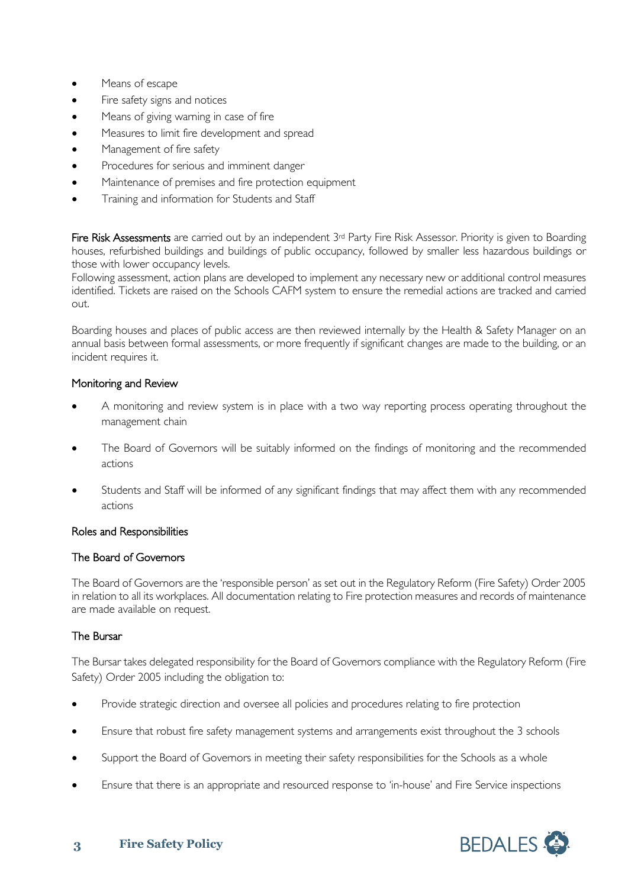- Means of escape
- Fire safety signs and notices
- Means of giving warning in case of fire
- Measures to limit fire development and spread
- Management of fire safety
- Procedures for serious and imminent danger
- Maintenance of premises and fire protection equipment
- Training and information for Students and Staff

Fire Risk Assessments are carried out by an independent 3rd Party Fire Risk Assessor. Priority is given to Boarding houses, refurbished buildings and buildings of public occupancy, followed by smaller less hazardous buildings or those with lower occupancy levels.
Following assessment, action plans are developed to implement any necessary new or additional control measures identified. Tickets are raised on the Schools CAFM system to ensure the remedial actions are tracked and carried out.

Boarding houses and places of public access are then reviewed internally by the Health & Safety Manager on an annual basis between formal assessments, or more frequently if significant changes are made to the building, or an incident requires it.

## Monitoring and Review

- A monitoring and review system is in place with a two way reporting process operating throughout the management chain
- The Board of Governors will be suitably informed on the findings of monitoring and the recommended actions
- Students and Staff will be informed of any significant findings that may affect them with any recommended actions

## Roles and Responsibilities

### The Board of Governors

The Board of Governors are the 'responsible person' as set out in the Regulatory Reform (Fire Safety) Order 2005 in relation to all its workplaces. All documentation relating to Fire protection measures and records of maintenance are made available on request.

### The Bursar

The Bursar takes delegated responsibility for the Board of Governors compliance with the Regulatory Reform (Fire Safety) Order 2005 including the obligation to:

- Provide strategic direction and oversee all policies and procedures relating to fire protection
- Ensure that robust fire safety management systems and arrangements exist throughout the 3 schools
- Support the Board of Governors in meeting their safety responsibilities for the Schools as a whole
- Ensure that there is an appropriate and resourced response to 'in-house' and Fire Service inspections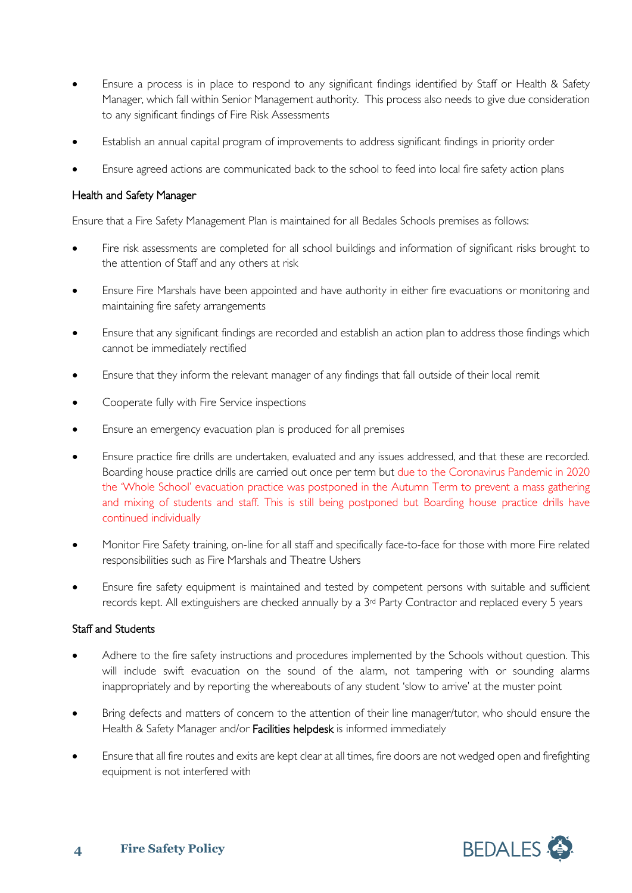- Ensure a process is in place to respond to any significant findings identified by Staff or Health & Safety Manager, which fall within Senior Management authority. This process also needs to give due consideration to any significant findings of Fire Risk Assessments
- Establish an annual capital program of improvements to address significant findings in priority order
- Ensure agreed actions are communicated back to the school to feed into local fire safety action plans

### Health and Safety Manager

Ensure that a Fire Safety Management Plan is maintained for all Bedales Schools premises as follows:

- Fire risk assessments are completed for all school buildings and information of significant risks brought to the attention of Staff and any others at risk
- Ensure Fire Marshals have been appointed and have authority in either fire evacuations or monitoring and maintaining fire safety arrangements
- Ensure that any significant findings are recorded and establish an action plan to address those findings which cannot be immediately rectified
- Ensure that they inform the relevant manager of any findings that fall outside of their local remit
- Cooperate fully with Fire Service inspections
- Ensure an emergency evacuation plan is produced for all premises
- Ensure practice fire drills are undertaken, evaluated and any issues addressed, and that these are recorded. Boarding house practice drills are carried out once per term but due to the Coronavirus Pandemic in 2020 the 'Whole School' evacuation practice was postponed in the Autumn Term to prevent a mass gathering and mixing of students and staff. This is still being postponed but Boarding house practice drills have continued individually
- Monitor Fire Safety training, on-line for all staff and specifically face-to-face for those with more Fire related responsibilities such as Fire Marshals and Theatre Ushers
- Ensure fire safety equipment is maintained and tested by competent persons with suitable and sufficient records kept. All extinguishers are checked annually by a 3rd Party Contractor and replaced every 5 years

### Staff and Students

- Adhere to the fire safety instructions and procedures implemented by the Schools without question. This will include swift evacuation on the sound of the alarm, not tampering with or sounding alarms inappropriately and by reporting the whereabouts of any student 'slow to arrive' at the muster point
- Bring defects and matters of concern to the attention of their line manager/tutor, who should ensure the Health & Safety Manager and/or Facilities helpdesk is informed immediately
- Ensure that all fire routes and exits are kept clear at all times, fire doors are not wedged open and firefighting equipment is not interfered with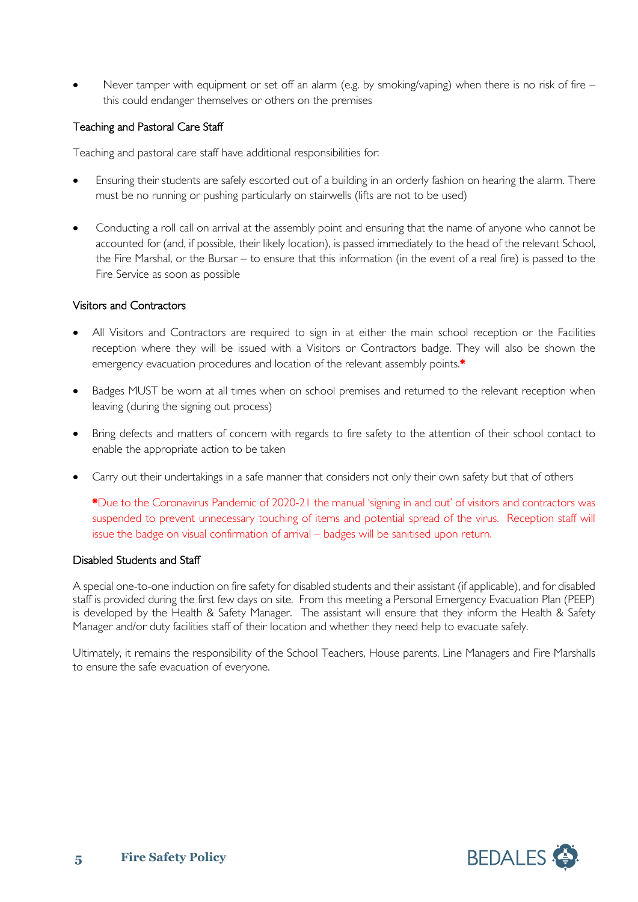- Never tamper with equipment or set off an alarm (e.g. by smoking/vaping) when there is no risk of fire – this could endanger themselves or others on the premises

### Teaching and Pastoral Care Staff

Teaching and pastoral care staff have additional responsibilities for:

- Ensuring their students are safely escorted out of a building in an orderly fashion on hearing the alarm. There must be no running or pushing particularly on stairwells (lifts are not to be used)

- Conducting a roll call on arrival at the assembly point and ensuring that the name of anyone who cannot be accounted for (and, if possible, their likely location), is passed immediately to the head of the relevant School, the Fire Marshal, or the Bursar – to ensure that this information (in the event of a real fire) is passed to the Fire Service as soon as possible

### Visitors and Contractors

- All Visitors and Contractors are required to sign in at either the main school reception or the Facilities reception where they will be issued with a Visitors or Contractors badge. They will also be shown the emergency evacuation procedures and location of the relevant assembly points.*

- Badges MUST be worn at all times when on school premises and returned to the relevant reception when leaving (during the signing out process)

- Bring defects and matters of concern with regards to fire safety to the attention of their school contact to enable the appropriate action to be taken

- Carry out their undertakings in a safe manner that considers not only their own safety but that of others

  *Due to the Coronavirus Pandemic of 2020-21 the manual 'signing in and out' of visitors and contractors was suspended to prevent unnecessary touching of items and potential spread of the virus. Reception staff will issue the badge on visual confirmation of arrival – badges will be sanitised upon return.

### Disabled Students and Staff

A special one-to-one induction on fire safety for disabled students and their assistant (if applicable), and for disabled staff is provided during the first few days on site. From this meeting a Personal Emergency Evacuation Plan (PEEP) is developed by the Health & Safety Manager. The assistant will ensure that they inform the Health & Safety Manager and/or duty facilities staff of their location and whether they need help to evacuate safely.

Ultimately, it remains the responsibility of the School Teachers, House parents, Line Managers and Fire Marshalls to ensure the safe evacuation of everyone.